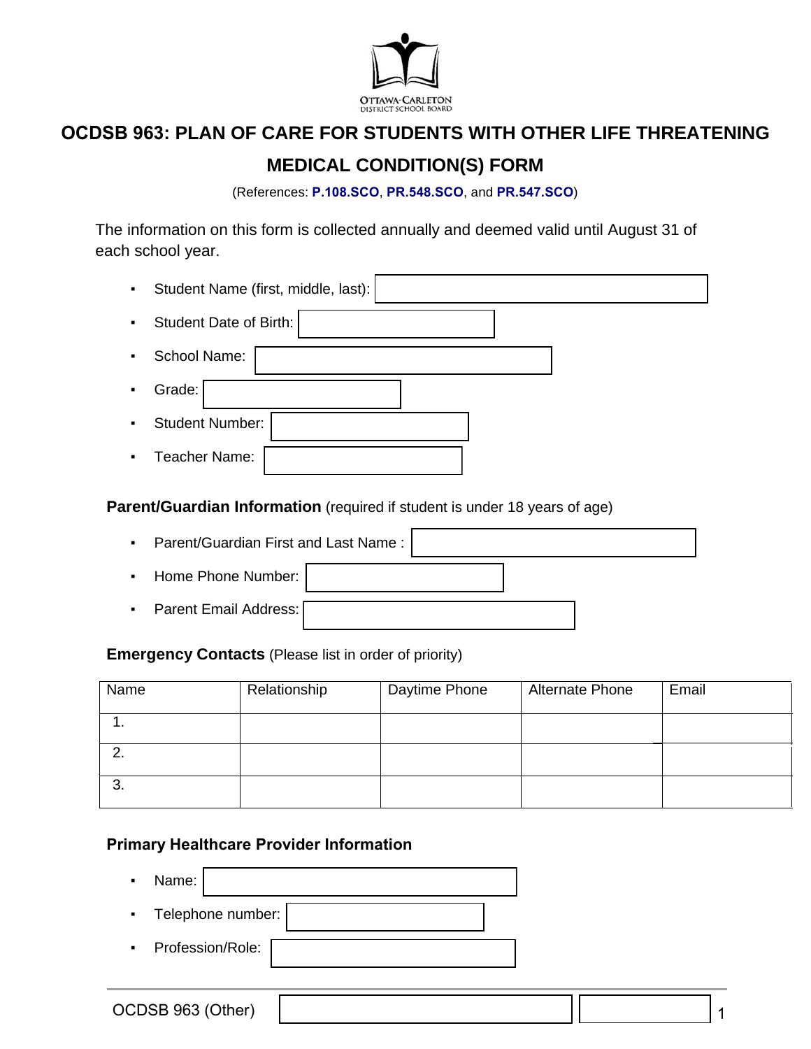# OCDSB 963: PLAN OF CARE FOR STUDENTS WITH OTHER LIFE THREATENING MEDICAL CONDITION(S) FORM

(References: **P.108.SCO**, **PR.548.SCO**, and **PR.547.SCO**)

The information on this form is collected annually and deemed valid until August 31 of each school year.

- Student Name (first, middle, last):
- Student Date of Birth:
- School Name:
- Grade:
- Student Number:
- Teacher Name:

**Parent/Guardian Information** (required if student is under 18 years of age)

- Parent/Guardian First and Last Name :
- Home Phone Number:
- Parent Email Address:

**Emergency Contacts** (Please list in order of priority)

| Name | Relationship | Daytime Phone | Alternate Phone | Email |
|---|---|---|---|---|
| 1. | | | | |
| 2. | | | | |
| 3. | | | | |

**Primary Healthcare Provider Information**

- Name:
- Telephone number:
- Profession/Role:

OCDSB 963 (Other)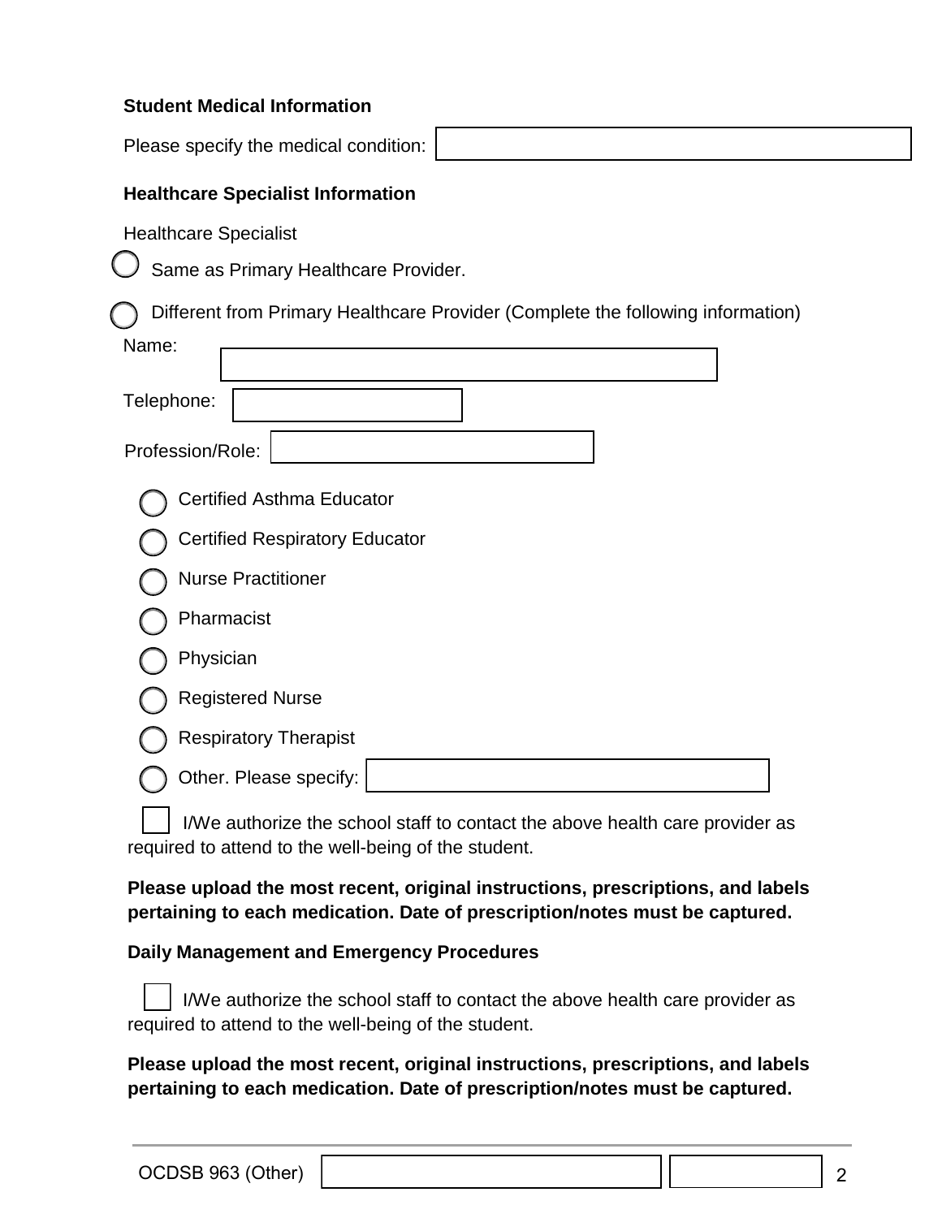**Student Medical Information**

Please specify the medical condition: ____________________

**Healthcare Specialist Information**

Healthcare Specialist

- ○ Same as Primary Healthcare Provider.
- ○ Different from Primary Healthcare Provider (Complete the following information)

Name: ____________________

Telephone: ____________________

Profession/Role: ____________________

- ○ Certified Asthma Educator
- ○ Certified Respiratory Educator
- ○ Nurse Practitioner
- ○ Pharmacist
- ○ Physician
- ○ Registered Nurse
- ○ Respiratory Therapist
- ○ Other. Please specify: ____________________

☐ I/We authorize the school staff to contact the above health care provider as required to attend to the well-being of the student.

**Please upload the most recent, original instructions, prescriptions, and labels pertaining to each medication. Date of prescription/notes must be captured.**

**Daily Management and Emergency Procedures**

☐ I/We authorize the school staff to contact the above health care provider as required to attend to the well-being of the student.

**Please upload the most recent, original instructions, prescriptions, and labels pertaining to each medication. Date of prescription/notes must be captured.**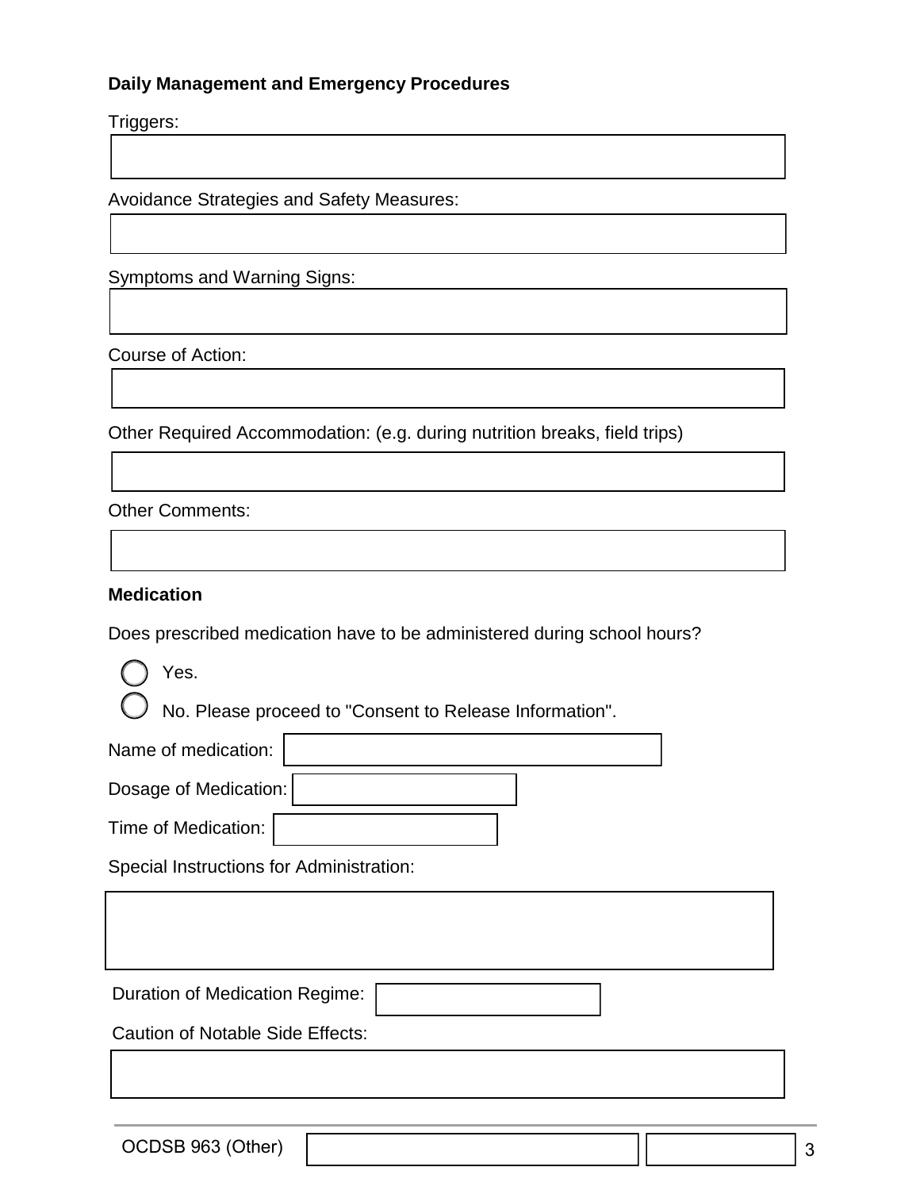**Daily Management and Emergency Procedures**

Triggers:

Avoidance Strategies and Safety Measures:

Symptoms and Warning Signs:

Course of Action:

Other Required Accommodation: (e.g. during nutrition breaks, field trips)

Other Comments:

**Medication**

Does prescribed medication have to be administered during school hours?

- ◯ Yes.
- ◯ No. Please proceed to "Consent to Release Information".

Name of medication:

Dosage of Medication:

Time of Medication:

Special Instructions for Administration:

Duration of Medication Regime:

Caution of Notable Side Effects:

OCDSB 963 (Other)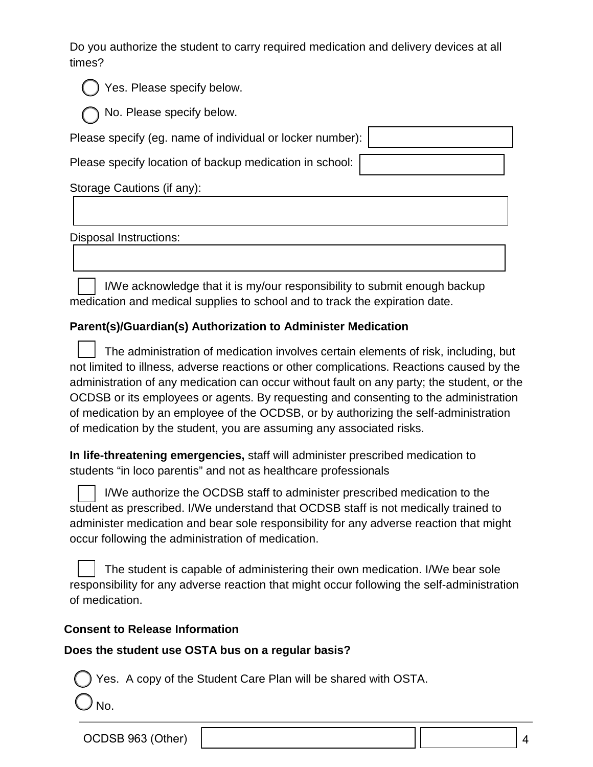Do you authorize the student to carry required medication and delivery devices at all times?

- ◯ Yes. Please specify below.
- ◯ No. Please specify below.

Please specify (eg. name of individual or locker number): 

Please specify location of backup medication in school: 

Storage Cautions (if any):

Disposal Instructions:

☐ I/We acknowledge that it is my/our responsibility to submit enough backup medication and medical supplies to school and to track the expiration date.

**Parent(s)/Guardian(s) Authorization to Administer Medication**

☐ The administration of medication involves certain elements of risk, including, but not limited to illness, adverse reactions or other complications. Reactions caused by the administration of any medication can occur without fault on any party; the student, or the OCDSB or its employees or agents. By requesting and consenting to the administration of medication by an employee of the OCDSB, or by authorizing the self-administration of medication by the student, you are assuming any associated risks.

**In life-threatening emergencies,** staff will administer prescribed medication to students "in loco parentis" and not as healthcare professionals

☐ I/We authorize the OCDSB staff to administer prescribed medication to the student as prescribed. I/We understand that OCDSB staff is not medically trained to administer medication and bear sole responsibility for any adverse reaction that might occur following the administration of medication.

☐ The student is capable of administering their own medication. I/We bear sole responsibility for any adverse reaction that might occur following the self-administration of medication.

**Consent to Release Information**

**Does the student use OSTA bus on a regular basis?**

- ◯ Yes. A copy of the Student Care Plan will be shared with OSTA.
- ◯ No.

OCDSB 963 (Other)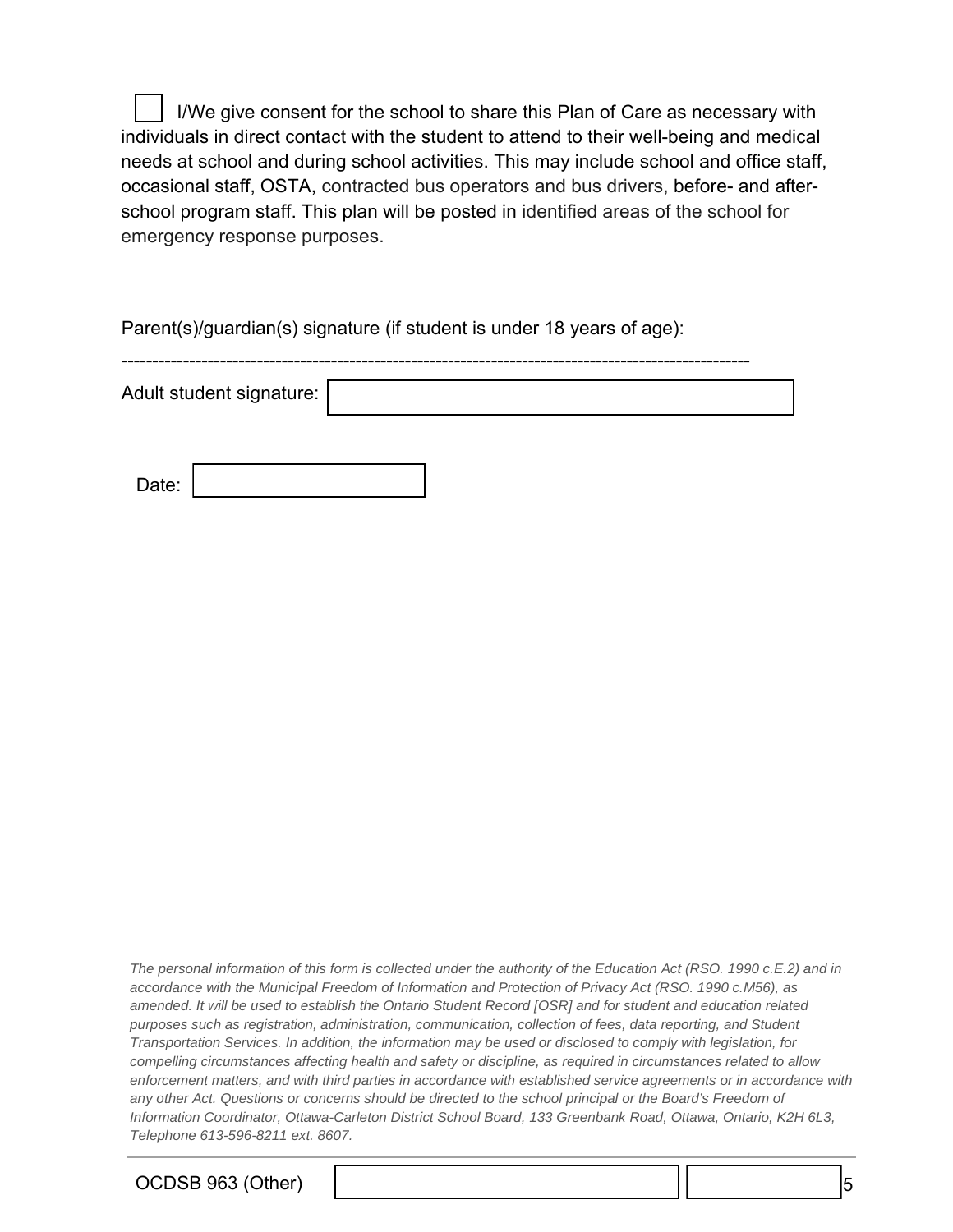☐ I/We give consent for the school to share this Plan of Care as necessary with individuals in direct contact with the student to attend to their well-being and medical needs at school and during school activities. This may include school and office staff, occasional staff, OSTA, contracted bus operators and bus drivers, before- and after-school program staff. This plan will be posted in identified areas of the school for emergency response purposes.

Parent(s)/guardian(s) signature (if student is under 18 years of age):

---------------------------------------------------------------------------------------------------

Adult student signature:

Date:

*The personal information of this form is collected under the authority of the Education Act (RSO. 1990 c.E.2) and in accordance with the Municipal Freedom of Information and Protection of Privacy Act (RSO. 1990 c.M56), as amended. It will be used to establish the Ontario Student Record [OSR] and for student and education related purposes such as registration, administration, communication, collection of fees, data reporting, and Student Transportation Services. In addition, the information may be used or disclosed to comply with legislation, for compelling circumstances affecting health and safety or discipline, as required in circumstances related to allow enforcement matters, and with third parties in accordance with established service agreements or in accordance with any other Act. Questions or concerns should be directed to the school principal or the Board's Freedom of Information Coordinator, Ottawa-Carleton District School Board, 133 Greenbank Road, Ottawa, Ontario, K2H 6L3, Telephone 613-596-8211 ext. 8607.*

OCDSB 963 (Other)